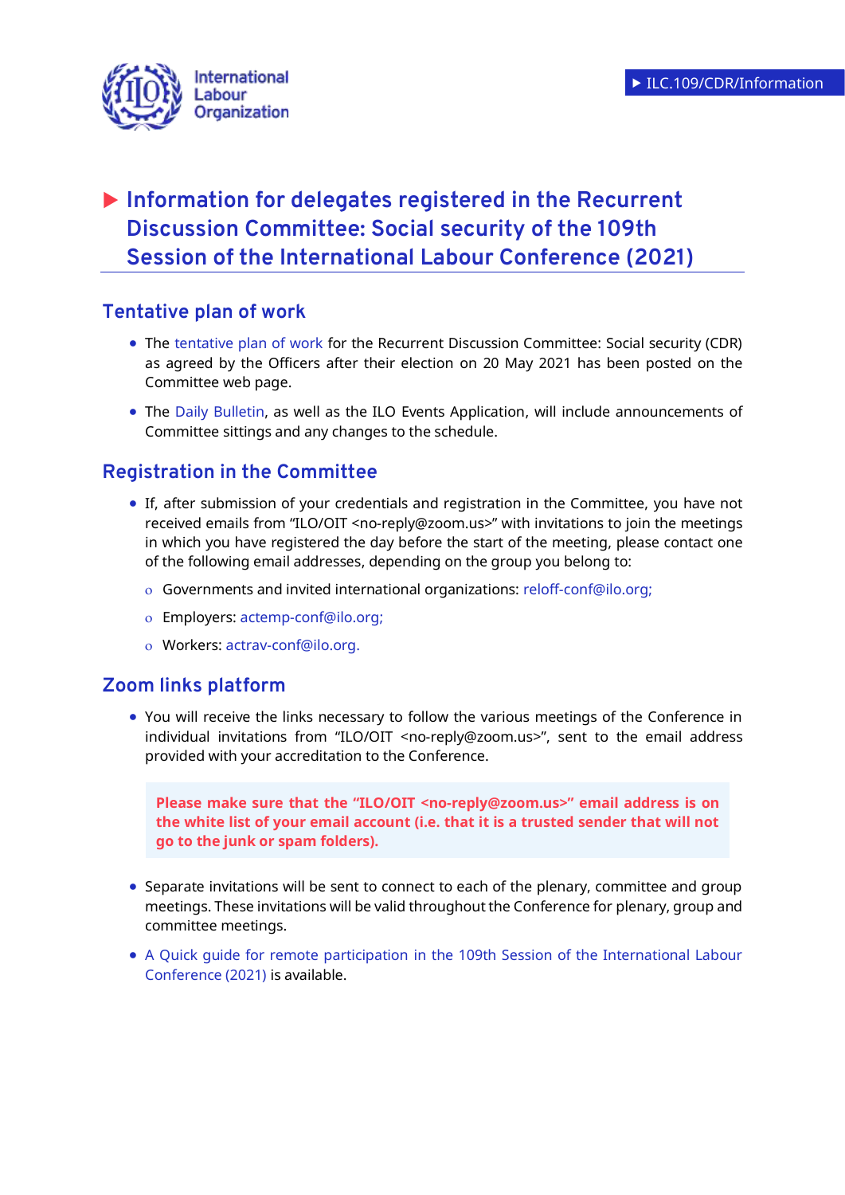International Labour Organization

ILC.109/CDR/Information

# Information for delegates registered in the Recurrent Discussion Committee: Social security of the 109th Session of the International Labour Conference (2021)

## Tentative plan of work

- The tentative plan of work for the Recurrent Discussion Committee: Social security (CDR) as agreed by the Officers after their election on 20 May 2021 has been posted on the Committee web page.
- The Daily Bulletin, as well as the ILO Events Application, will include announcements of Committee sittings and any changes to the schedule.

## Registration in the Committee

- If, after submission of your credentials and registration in the Committee, you have not received emails from "ILO/OIT <no-reply@zoom.us>" with invitations to join the meetings in which you have registered the day before the start of the meeting, please contact one of the following email addresses, depending on the group you belong to:
  - Governments and invited international organizations: reloff-conf@ilo.org;
  - Employers: actemp-conf@ilo.org;
  - Workers: actrav-conf@ilo.org.

## Zoom links platform

- You will receive the links necessary to follow the various meetings of the Conference in individual invitations from "ILO/OIT <no-reply@zoom.us>", sent to the email address provided with your accreditation to the Conference.

**Please make sure that the "ILO/OIT <no-reply@zoom.us>" email address is on the white list of your email account (i.e. that it is a trusted sender that will not go to the junk or spam folders).**

- Separate invitations will be sent to connect to each of the plenary, committee and group meetings. These invitations will be valid throughout the Conference for plenary, group and committee meetings.
- A Quick guide for remote participation in the 109th Session of the International Labour Conference (2021) is available.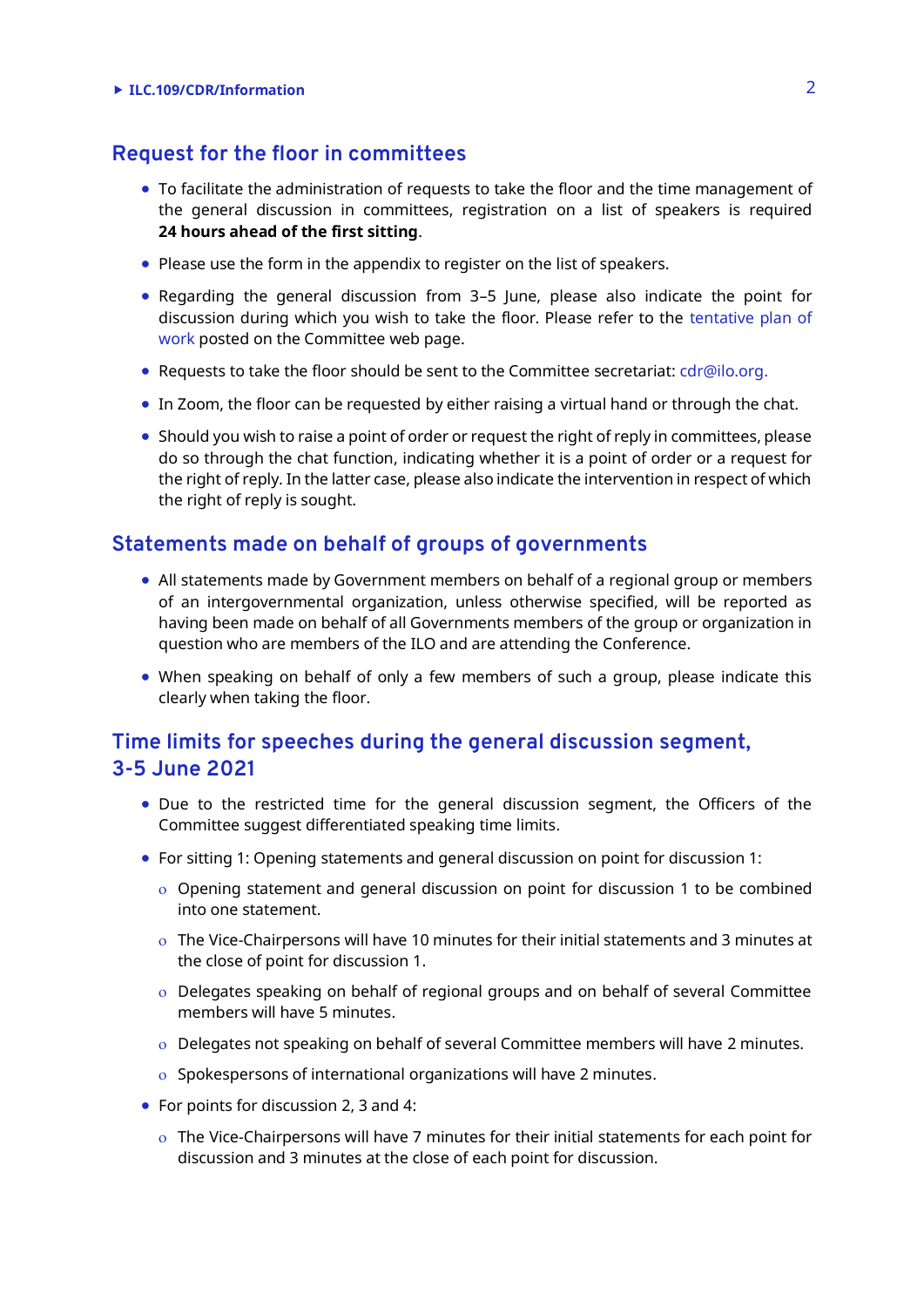## Request for the floor in committees

- To facilitate the administration of requests to take the floor and the time management of the general discussion in committees, registration on a list of speakers is required **24 hours ahead of the first sitting**.
- Please use the form in the appendix to register on the list of speakers.
- Regarding the general discussion from 3–5 June, please also indicate the point for discussion during which you wish to take the floor. Please refer to the tentative plan of work posted on the Committee web page.
- Requests to take the floor should be sent to the Committee secretariat: cdr@ilo.org.
- In Zoom, the floor can be requested by either raising a virtual hand or through the chat.
- Should you wish to raise a point of order or request the right of reply in committees, please do so through the chat function, indicating whether it is a point of order or a request for the right of reply. In the latter case, please also indicate the intervention in respect of which the right of reply is sought.

## Statements made on behalf of groups of governments

- All statements made by Government members on behalf of a regional group or members of an intergovernmental organization, unless otherwise specified, will be reported as having been made on behalf of all Governments members of the group or organization in question who are members of the ILO and are attending the Conference.
- When speaking on behalf of only a few members of such a group, please indicate this clearly when taking the floor.

## Time limits for speeches during the general discussion segment, 3-5 June 2021

- Due to the restricted time for the general discussion segment, the Officers of the Committee suggest differentiated speaking time limits.
- For sitting 1: Opening statements and general discussion on point for discussion 1:
  - Opening statement and general discussion on point for discussion 1 to be combined into one statement.
  - The Vice-Chairpersons will have 10 minutes for their initial statements and 3 minutes at the close of point for discussion 1.
  - Delegates speaking on behalf of regional groups and on behalf of several Committee members will have 5 minutes.
  - Delegates not speaking on behalf of several Committee members will have 2 minutes.
  - Spokespersons of international organizations will have 2 minutes.
- For points for discussion 2, 3 and 4:
  - The Vice-Chairpersons will have 7 minutes for their initial statements for each point for discussion and 3 minutes at the close of each point for discussion.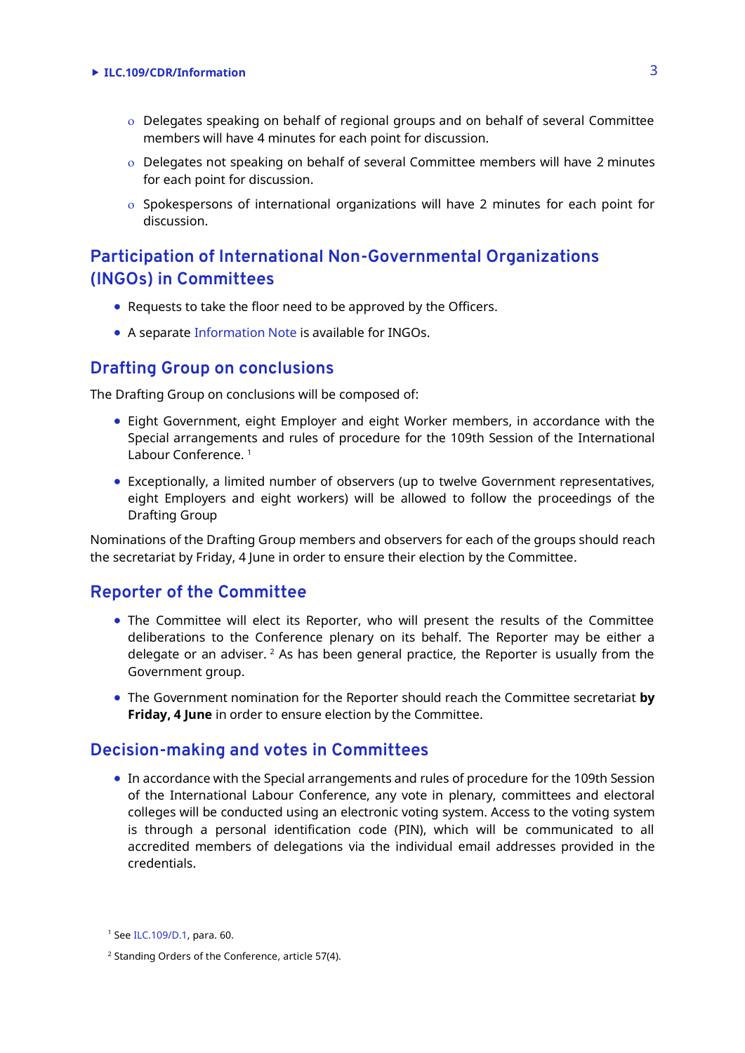- Delegates speaking on behalf of regional groups and on behalf of several Committee members will have 4 minutes for each point for discussion.
- Delegates not speaking on behalf of several Committee members will have 2 minutes for each point for discussion.
- Spokespersons of international organizations will have 2 minutes for each point for discussion.

## Participation of International Non-Governmental Organizations (INGOs) in Committees

- Requests to take the floor need to be approved by the Officers.
- A separate Information Note is available for INGOs.

## Drafting Group on conclusions

The Drafting Group on conclusions will be composed of:

- Eight Government, eight Employer and eight Worker members, in accordance with the Special arrangements and rules of procedure for the 109th Session of the International Labour Conference. [1]
- Exceptionally, a limited number of observers (up to twelve Government representatives, eight Employers and eight workers) will be allowed to follow the proceedings of the Drafting Group

Nominations of the Drafting Group members and observers for each of the groups should reach the secretariat by Friday, 4 June in order to ensure their election by the Committee.

## Reporter of the Committee

- The Committee will elect its Reporter, who will present the results of the Committee deliberations to the Conference plenary on its behalf. The Reporter may be either a delegate or an adviser. [2] As has been general practice, the Reporter is usually from the Government group.
- The Government nomination for the Reporter should reach the Committee secretariat **by Friday, 4 June** in order to ensure election by the Committee.

## Decision-making and votes in Committees

- In accordance with the Special arrangements and rules of procedure for the 109th Session of the International Labour Conference, any vote in plenary, committees and electoral colleges will be conducted using an electronic voting system. Access to the voting system is through a personal identification code (PIN), which will be communicated to all accredited members of delegations via the individual email addresses provided in the credentials.

[1] See ILC.109/D.1, para. 60.

[2] Standing Orders of the Conference, article 57(4).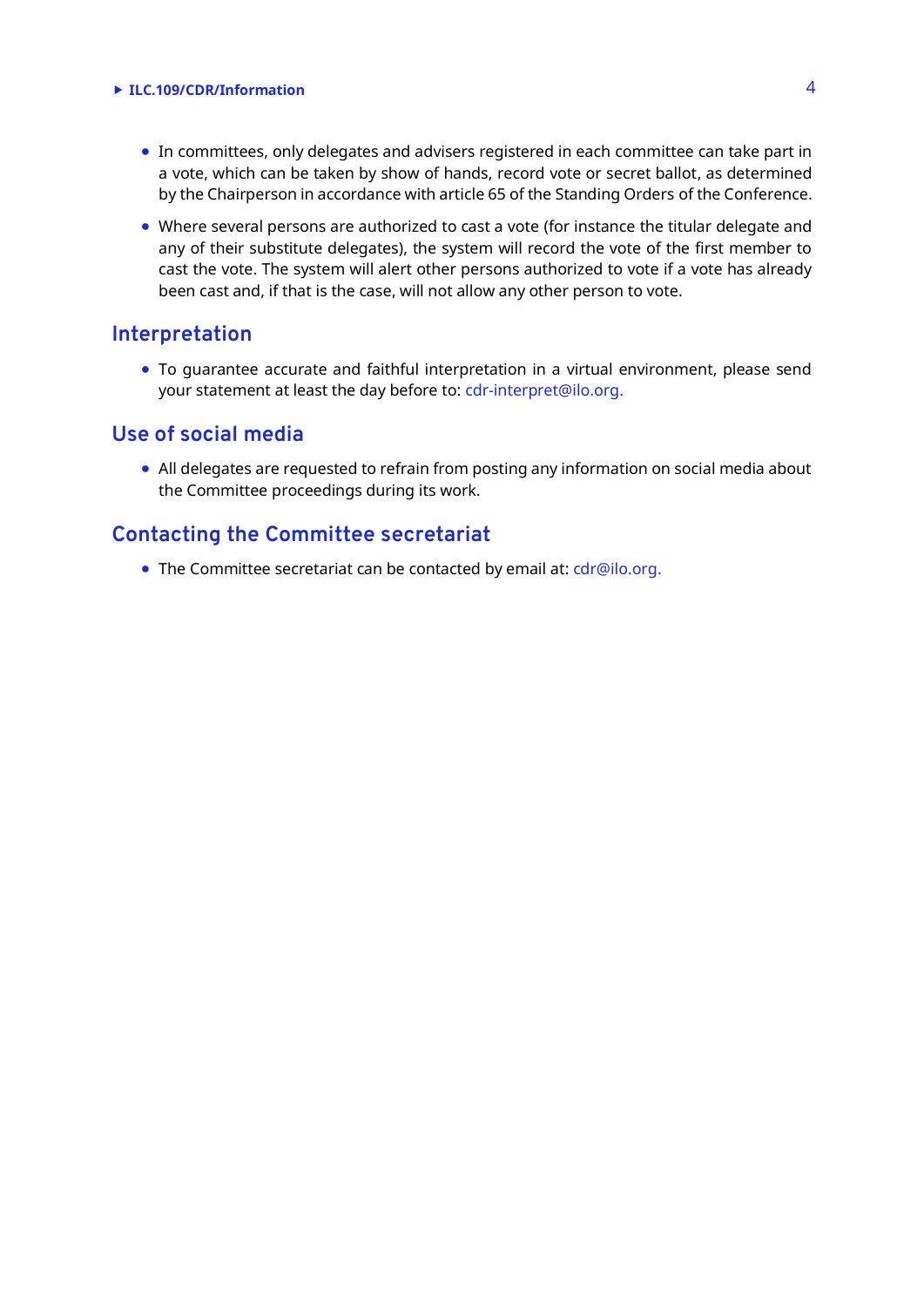- In committees, only delegates and advisers registered in each committee can take part in a vote, which can be taken by show of hands, record vote or secret ballot, as determined by the Chairperson in accordance with article 65 of the Standing Orders of the Conference.
- Where several persons are authorized to cast a vote (for instance the titular delegate and any of their substitute delegates), the system will record the vote of the first member to cast the vote. The system will alert other persons authorized to vote if a vote has already been cast and, if that is the case, will not allow any other person to vote.

## Interpretation

- To guarantee accurate and faithful interpretation in a virtual environment, please send your statement at least the day before to: cdr-interpret@ilo.org.

## Use of social media

- All delegates are requested to refrain from posting any information on social media about the Committee proceedings during its work.

## Contacting the Committee secretariat

- The Committee secretariat can be contacted by email at: cdr@ilo.org.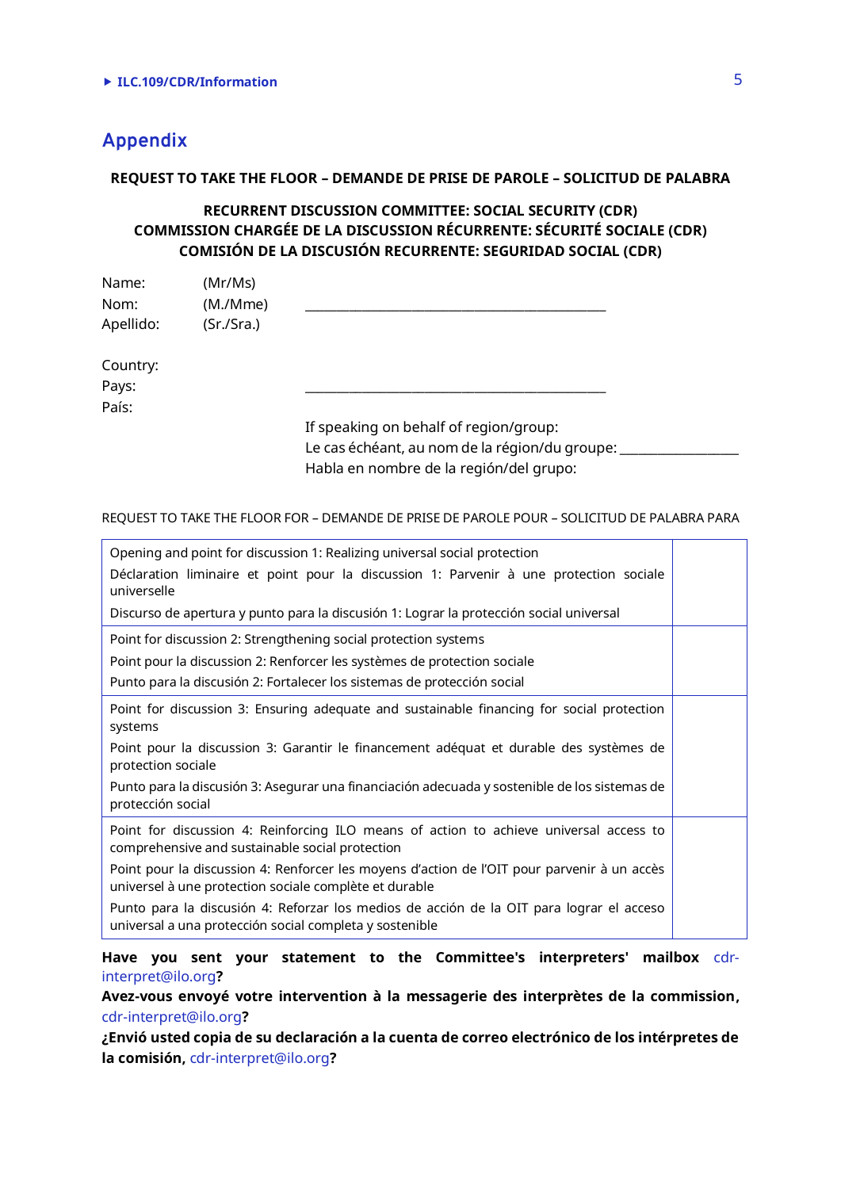## Appendix

**REQUEST TO TAKE THE FLOOR – DEMANDE DE PRISE DE PAROLE – SOLICITUD DE PALABRA**

**RECURRENT DISCUSSION COMMITTEE: SOCIAL SECURITY (CDR)**
**COMMISSION CHARGÉE DE LA DISCUSSION RÉCURRENTE: SÉCURITÉ SOCIALE (CDR)**
**COMISIÓN DE LA DISCUSIÓN RECURRENTE: SEGURIDAD SOCIAL (CDR)**

Name: (Mr/Ms)
Nom: (M./Mme) ____________________________________________
Apellido: (Sr./Sra.)

Country:
Pays: ____________________________________________
País:

If speaking on behalf of region/group:
Le cas échéant, au nom de la région/du groupe: ________________
Habla en nombre de la región/del grupo:

REQUEST TO TAKE THE FLOOR FOR – DEMANDE DE PRISE DE PAROLE POUR – SOLICITUD DE PALABRA PARA

| | |
|---|---|
| Opening and point for discussion 1: Realizing universal social protection<br>Déclaration liminaire et point pour la discussion 1: Parvenir à une protection sociale universelle<br>Discurso de apertura y punto para la discusión 1: Lograr la protección social universal | |
| Point for discussion 2: Strengthening social protection systems<br>Point pour la discussion 2: Renforcer les systèmes de protection sociale<br>Punto para la discusión 2: Fortalecer los sistemas de protección social | |
| Point for discussion 3: Ensuring adequate and sustainable financing for social protection systems<br>Point pour la discussion 3: Garantir le financement adéquat et durable des systèmes de protection sociale<br>Punto para la discusión 3: Asegurar una financiación adecuada y sostenible de los sistemas de protección social | |
| Point for discussion 4: Reinforcing ILO means of action to achieve universal access to comprehensive and sustainable social protection<br>Point pour la discussion 4: Renforcer les moyens d'action de l'OIT pour parvenir à un accès universel à une protection sociale complète et durable<br>Punto para la discusión 4: Reforzar los medios de acción de la OIT para lograr el acceso universal a una protección social completa y sostenible | |

**Have you sent your statement to the Committee's interpreters' mailbox** cdr-interpret@ilo.org**?**
**Avez-vous envoyé votre intervention à la messagerie des interprètes de la commission,** cdr-interpret@ilo.org**?**
**¿Envió usted copia de su declaración a la cuenta de correo electrónico de los intérpretes de la comisión,** cdr-interpret@ilo.org**?**